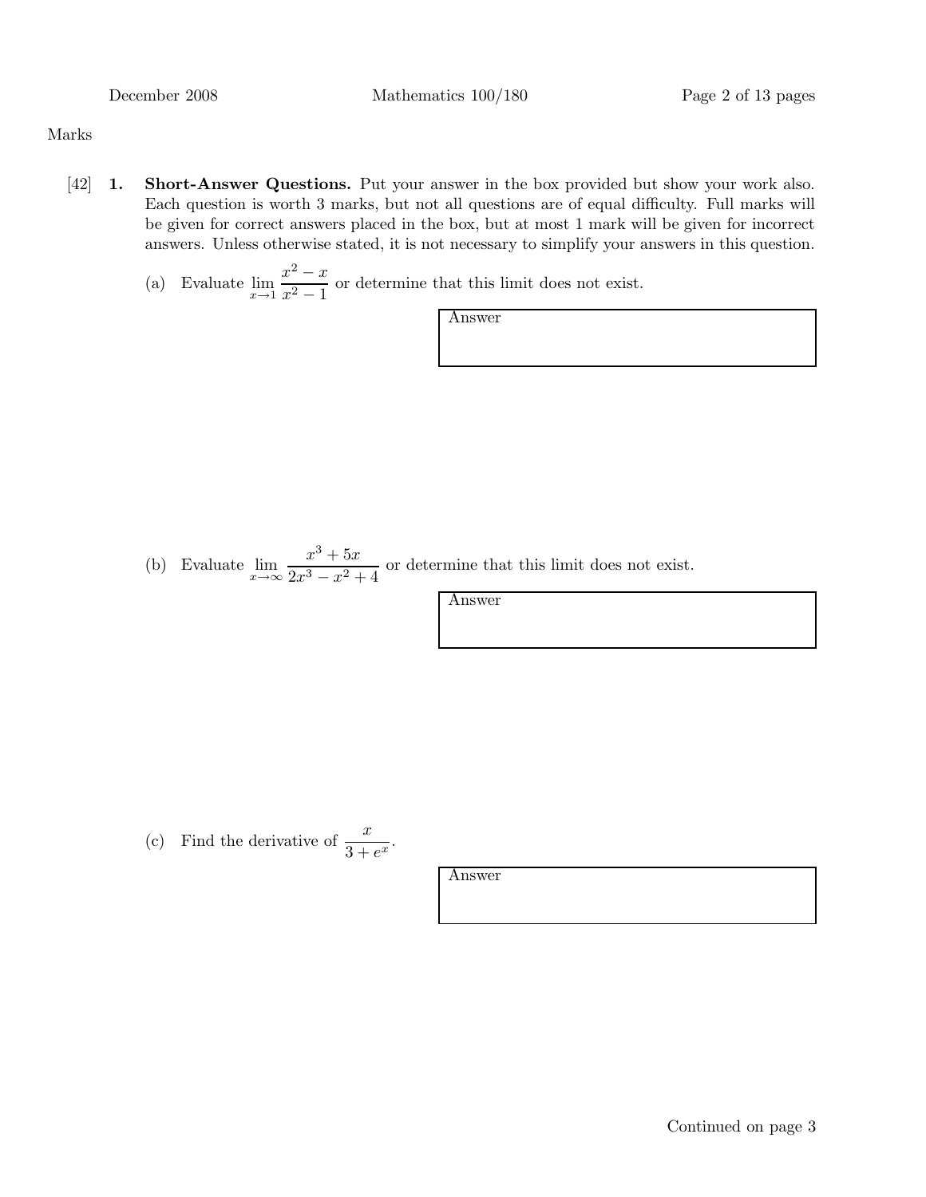Marks

[42] **1. Short-Answer Questions.** Put your answer in the box provided but show your work also. Each question is worth 3 marks, but not all questions are of equal difficulty. Full marks will be given for correct answers placed in the box, but at most 1 mark will be given for incorrect answers. Unless otherwise stated, it is not necessary to simplify your answers in this question.

(a) Evaluate $\lim_{x \to 1} \frac{x^2 - x}{x^2 - 1}$ or determine that this limit does not exist.

Answer

(b) Evaluate $\lim_{x \to \infty} \frac{x^3 + 5x}{2x^3 - x^2 + 4}$ or determine that this limit does not exist.

Answer

(c) Find the derivative of $\frac{x}{3 + e^x}$.

Answer

Continued on page 3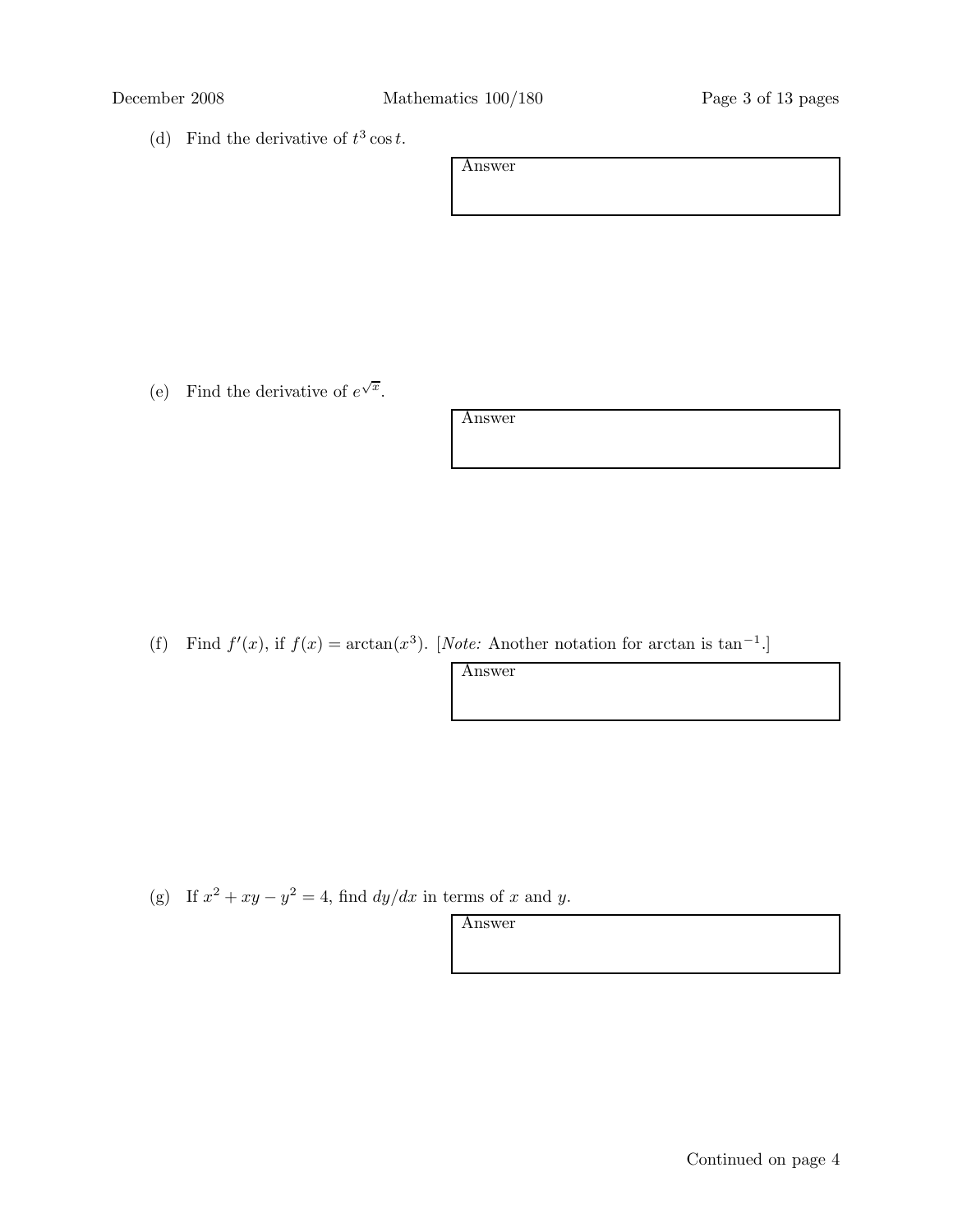(d) Find the derivative of $t^3 \cos t$.

| Answer |
|---|
| |

(e) Find the derivative of $e^{\sqrt{x}}$.

| Answer |
|---|
| |

(f) Find $f'(x)$, if $f(x) = \arctan(x^3)$. [*Note:* Another notation for arctan is $\tan^{-1}$.]

| Answer |
|---|
| |

(g) If $x^2 + xy - y^2 = 4$, find $dy/dx$ in terms of $x$ and $y$.

| Answer |
|---|
| |

Continued on page 4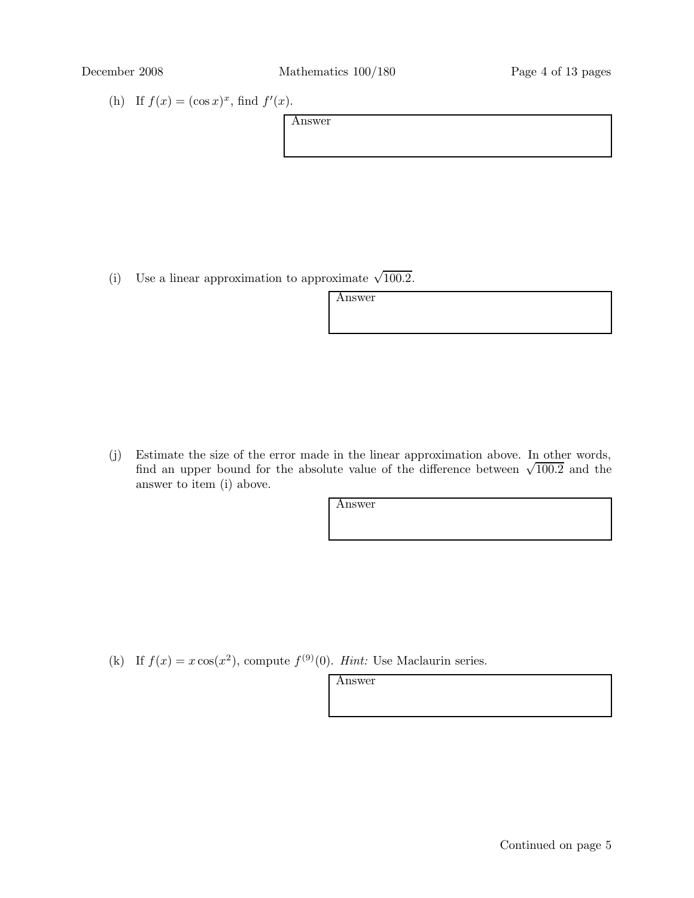(h) If $f(x) = (\cos x)^x$, find $f'(x)$.

Answer

(i) Use a linear approximation to approximate $\sqrt{100.2}$.

Answer

(j) Estimate the size of the error made in the linear approximation above. In other words, find an upper bound for the absolute value of the difference between $\sqrt{100.2}$ and the answer to item (i) above.

Answer

(k) If $f(x) = x\cos(x^2)$, compute $f^{(9)}(0)$. *Hint:* Use Maclaurin series.

Answer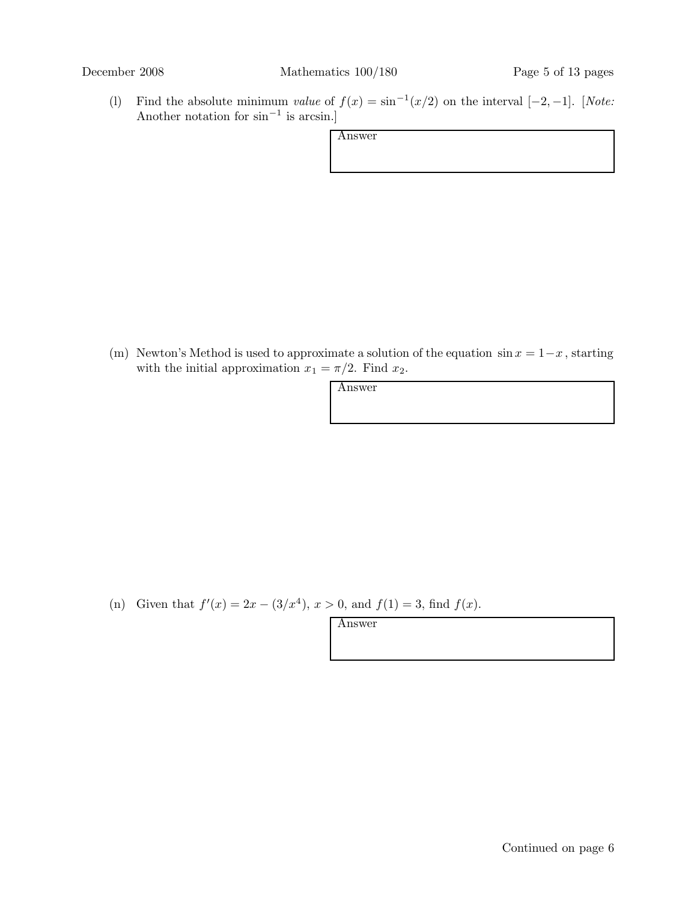(l) Find the absolute minimum *value* of $f(x) = \sin^{-1}(x/2)$ on the interval $[-2, -1]$. [*Note:* Another notation for $\sin^{-1}$ is arcsin.]

| Answer |
|---|
| |

(m) Newton's Method is used to approximate a solution of the equation $\sin x = 1 - x$, starting with the initial approximation $x_1 = \pi/2$. Find $x_2$.

| Answer |
|---|
| |

(n) Given that $f'(x) = 2x - (3/x^4)$, $x > 0$, and $f(1) = 3$, find $f(x)$.

| Answer |
|---|
| |

Continued on page 6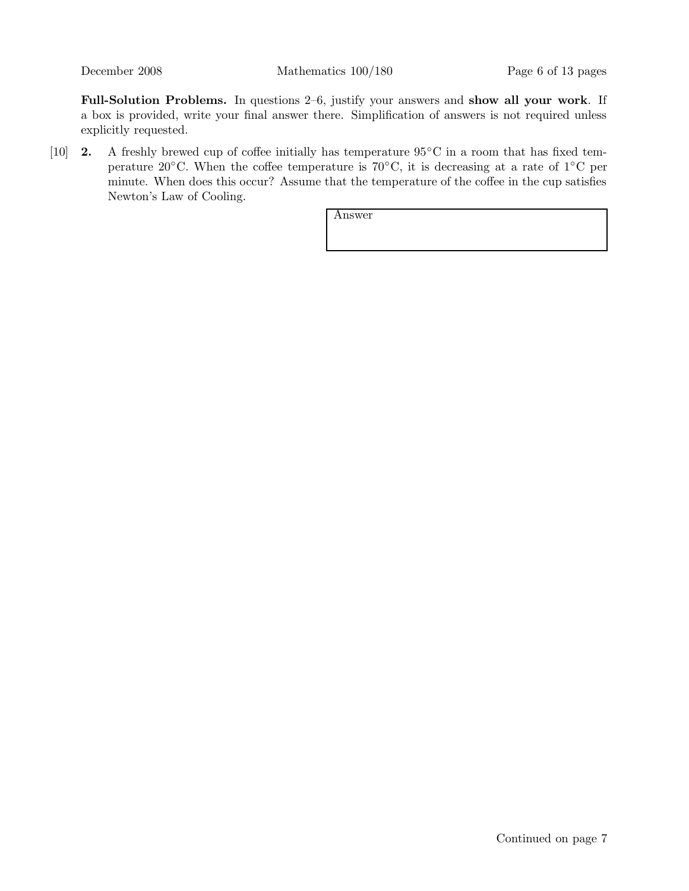**Full-Solution Problems.** In questions 2–6, justify your answers and **show all your work**. If a box is provided, write your final answer there. Simplification of answers is not required unless explicitly requested.

[10] **2.** A freshly brewed cup of coffee initially has temperature $95^{\circ}$C in a room that has fixed temperature $20^{\circ}$C. When the coffee temperature is $70^{\circ}$C, it is decreasing at a rate of $1^{\circ}$C per minute. When does this occur? Assume that the temperature of the coffee in the cup satisfies Newton's Law of Cooling.

| Answer |
|---|
| |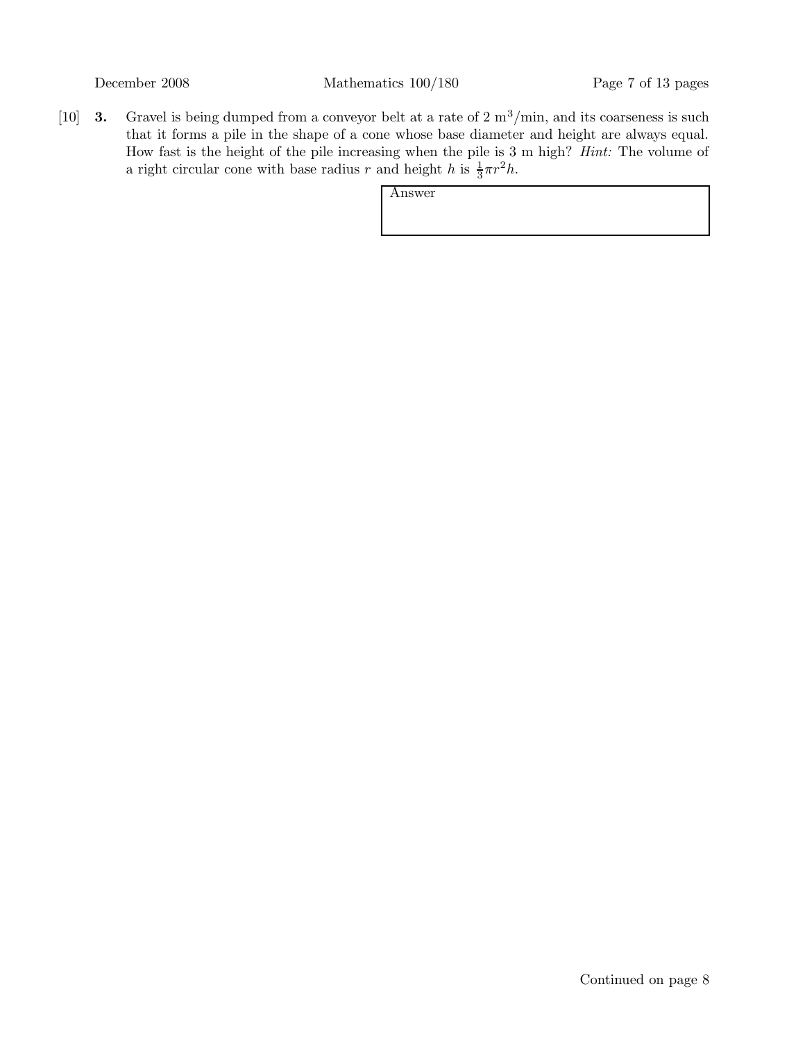[10] **3.** Gravel is being dumped from a conveyor belt at a rate of 2 $m^3$/min, and its coarseness is such that it forms a pile in the shape of a cone whose base diameter and height are always equal. How fast is the height of the pile increasing when the pile is 3 m high? *Hint:* The volume of a right circular cone with base radius $r$ and height $h$ is $\frac{1}{3}\pi r^2 h$.

| Answer |
|---|
| |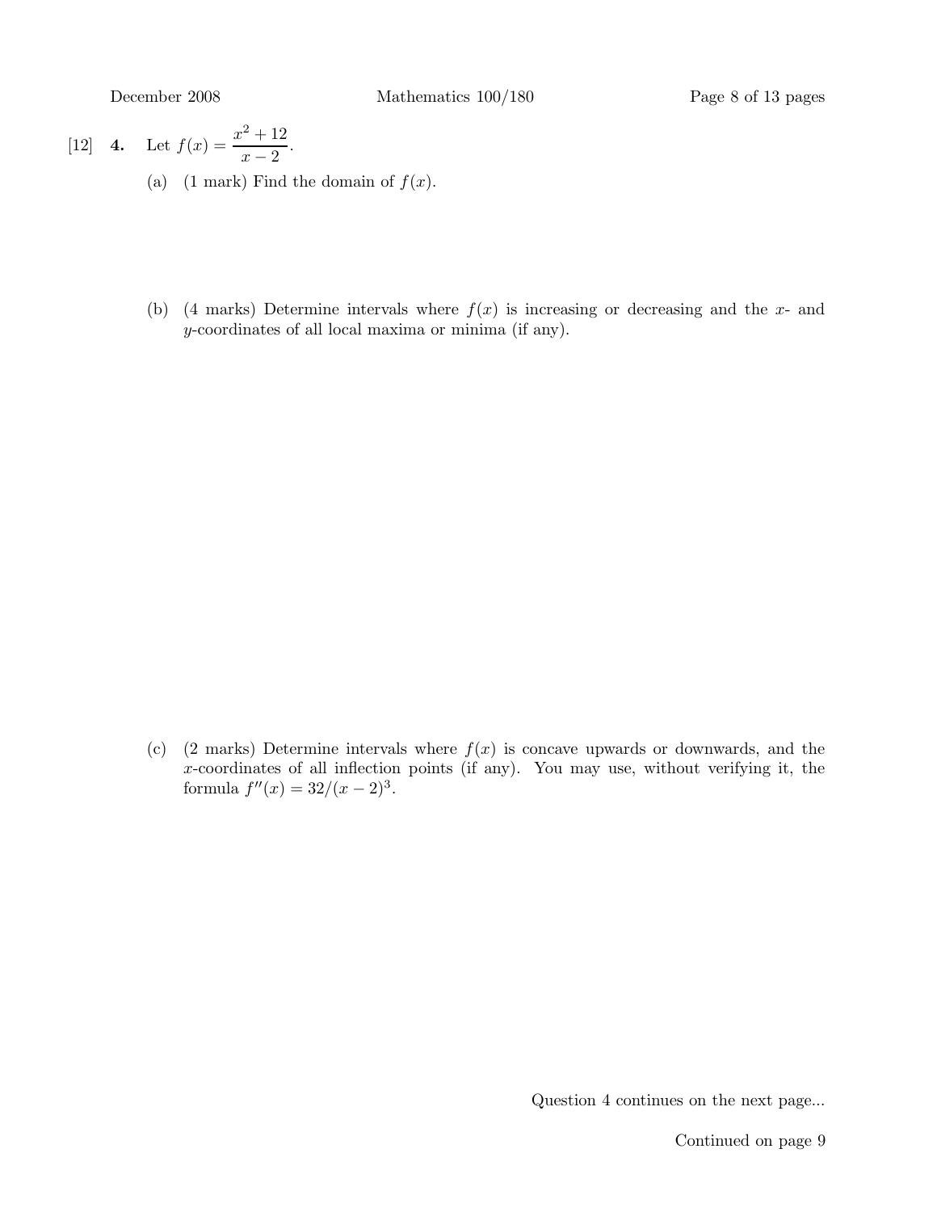[12] **4.** Let $f(x) = \dfrac{x^2 + 12}{x - 2}$.

(a) (1 mark) Find the domain of $f(x)$.

(b) (4 marks) Determine intervals where $f(x)$ is increasing or decreasing and the $x$- and $y$-coordinates of all local maxima or minima (if any).

(c) (2 marks) Determine intervals where $f(x)$ is concave upwards or downwards, and the $x$-coordinates of all inflection points (if any). You may use, without verifying it, the formula $f''(x) = 32/(x-2)^3$.

Question 4 continues on the next page...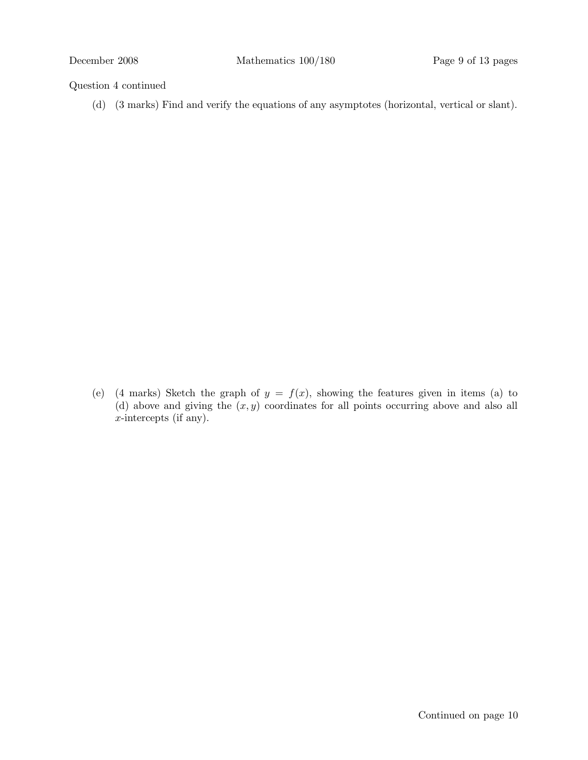Question 4 continued

(d) (3 marks) Find and verify the equations of any asymptotes (horizontal, vertical or slant).

(e) (4 marks) Sketch the graph of $y = f(x)$, showing the features given in items (a) to (d) above and giving the $(x, y)$ coordinates for all points occurring above and also all $x$-intercepts (if any).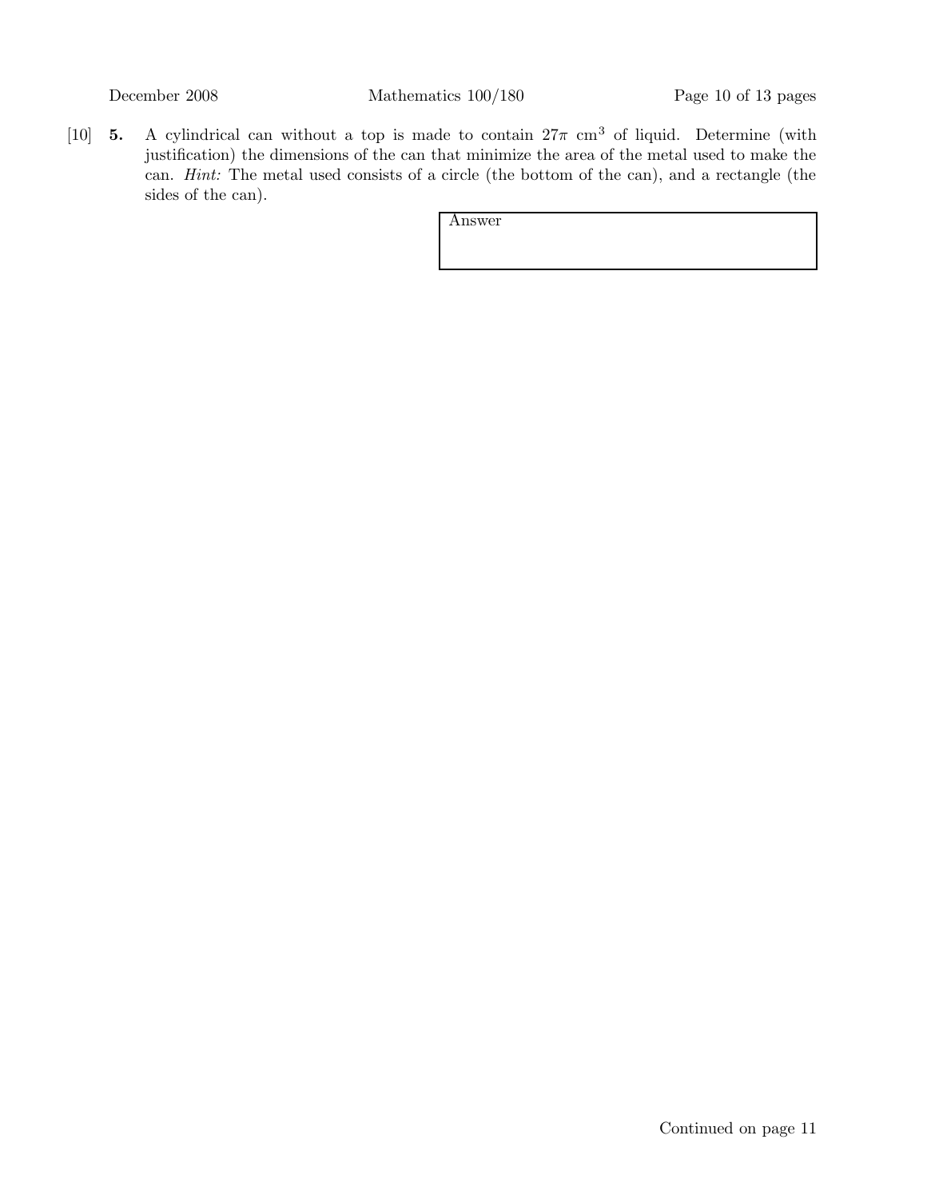[10] **5.** A cylindrical can without a top is made to contain $27\pi$ cm$^3$ of liquid. Determine (with justification) the dimensions of the can that minimize the area of the metal used to make the can. *Hint:* The metal used consists of a circle (the bottom of the can), and a rectangle (the sides of the can).

Answer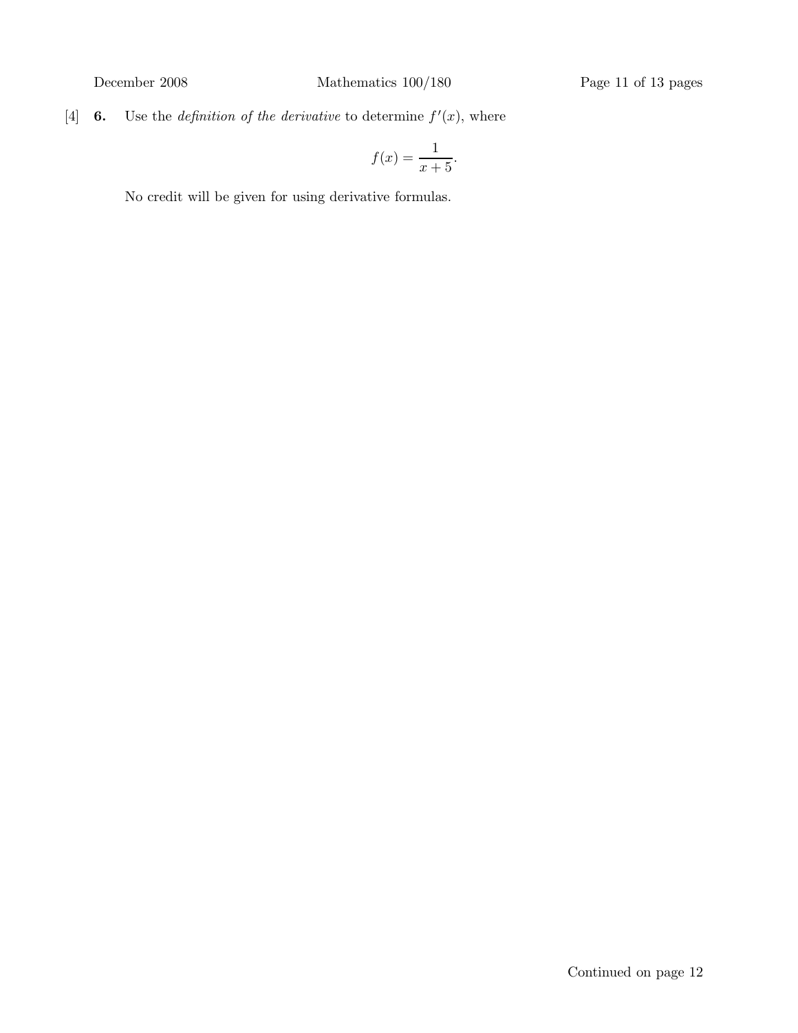[4] **6.** Use the *definition of the derivative* to determine $f'(x)$, where

$$f(x) = \frac{1}{x+5}.$$

No credit will be given for using derivative formulas.

Continued on page 12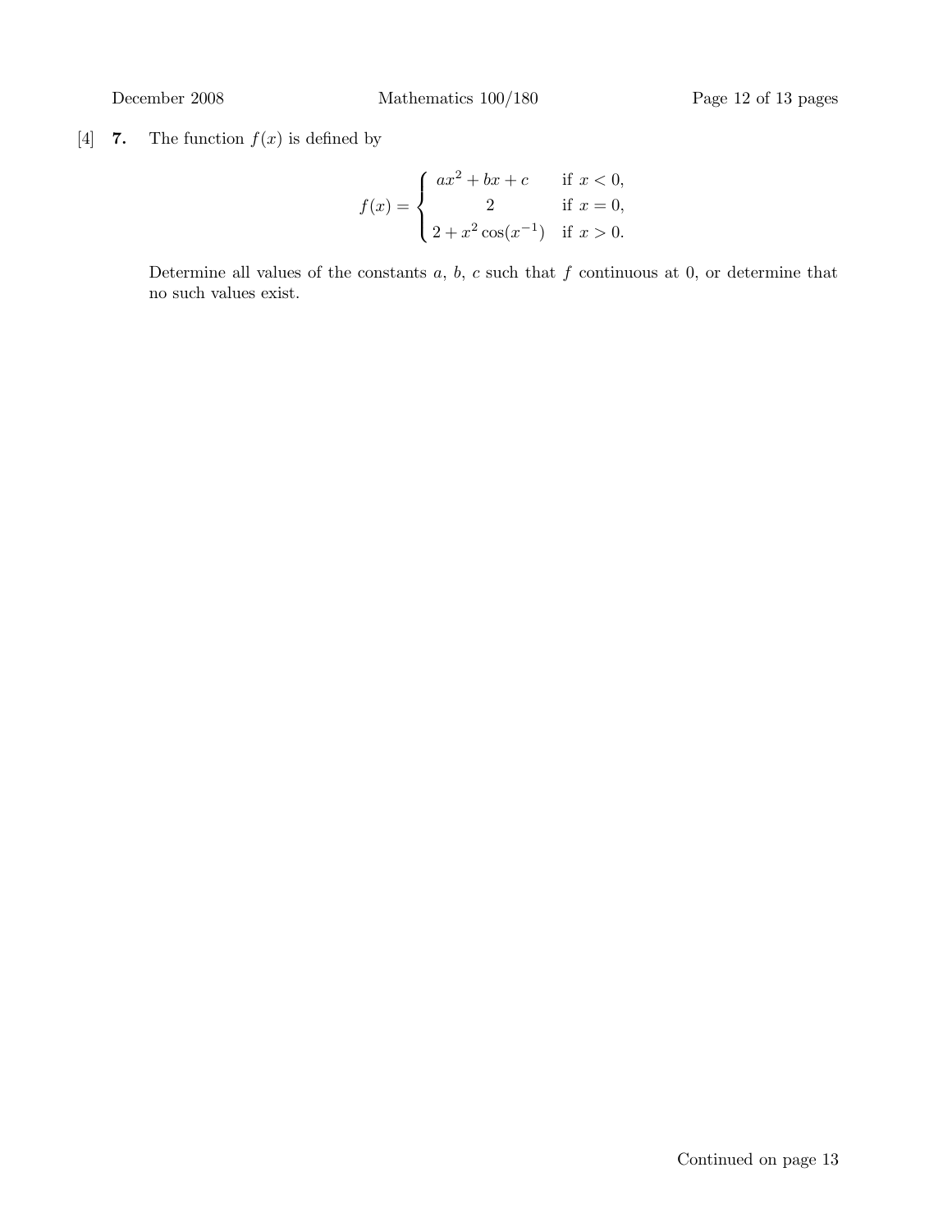[4] **7.** The function $f(x)$ is defined by

$$f(x) = \begin{cases} ax^2 + bx + c & \text{if } x < 0, \\ 2 & \text{if } x = 0, \\ 2 + x^2 \cos(x^{-1}) & \text{if } x > 0. \end{cases}$$

Determine all values of the constants $a$, $b$, $c$ such that $f$ continuous at 0, or determine that no such values exist.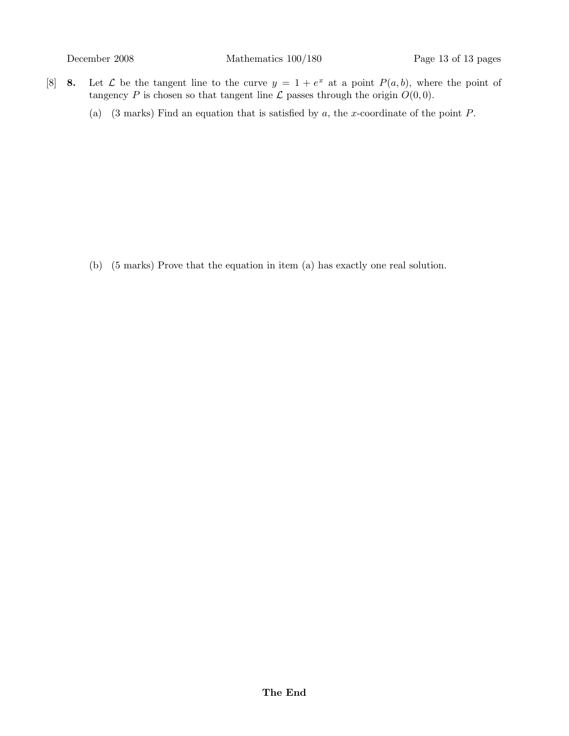[8] **8.** Let $\mathcal{L}$ be the tangent line to the curve $y = 1 + e^x$ at a point $P(a, b)$, where the point of tangency $P$ is chosen so that tangent line $\mathcal{L}$ passes through the origin $O(0, 0)$.

(a) (3 marks) Find an equation that is satisfied by $a$, the $x$-coordinate of the point $P$.

(b) (5 marks) Prove that the equation in item (a) has exactly one real solution.

**The End**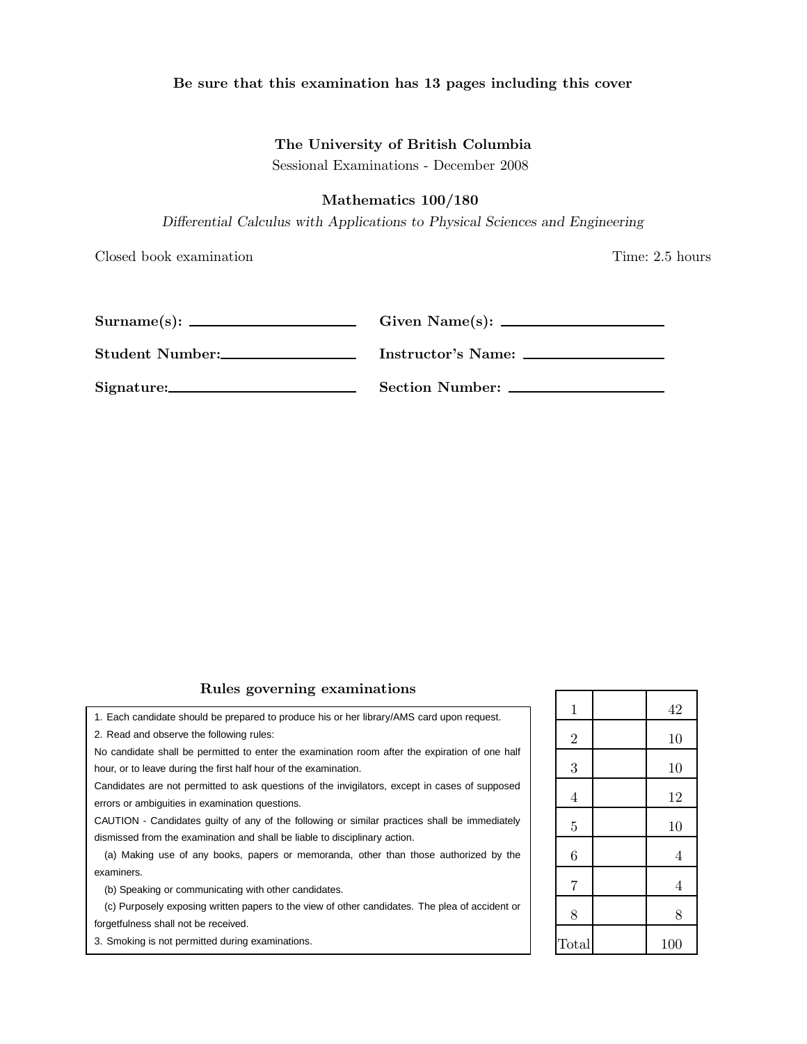**Be sure that this examination has 13 pages including this cover**

**The University of British Columbia**

Sessional Examinations - December 2008

**Mathematics 100/180**

*Differential Calculus with Applications to Physical Sciences and Engineering*

Closed book examination

Time: 2.5 hours

**Surname(s):** ____________________ **Given Name(s):** ____________________

**Student Number:**________________ **Instructor's Name:** ________________

**Signature:**____________________ **Section Number:** __________________

**Rules governing examinations**

1. Each candidate should be prepared to produce his or her library/AMS card upon request.
2. Read and observe the following rules:

No candidate shall be permitted to enter the examination room after the expiration of one half hour, or to leave during the first half hour of the examination.

Candidates are not permitted to ask questions of the invigilators, except in cases of supposed errors or ambiguities in examination questions.

CAUTION - Candidates guilty of any of the following or similar practices shall be immediately dismissed from the examination and shall be liable to disciplinary action.

(a) Making use of any books, papers or memoranda, other than those authorized by the examiners.

(b) Speaking or communicating with other candidates.

(c) Purposely exposing written papers to the view of other candidates. The plea of accident or forgetfulness shall not be received.

3. Smoking is not permitted during examinations.

| | | |
|---|---|---|
| 1 | | 42 |
| 2 | | 10 |
| 3 | | 10 |
| 4 | | 12 |
| 5 | | 10 |
| 6 | | 4 |
| 7 | | 4 |
| 8 | | 8 |
| Total | | 100 |